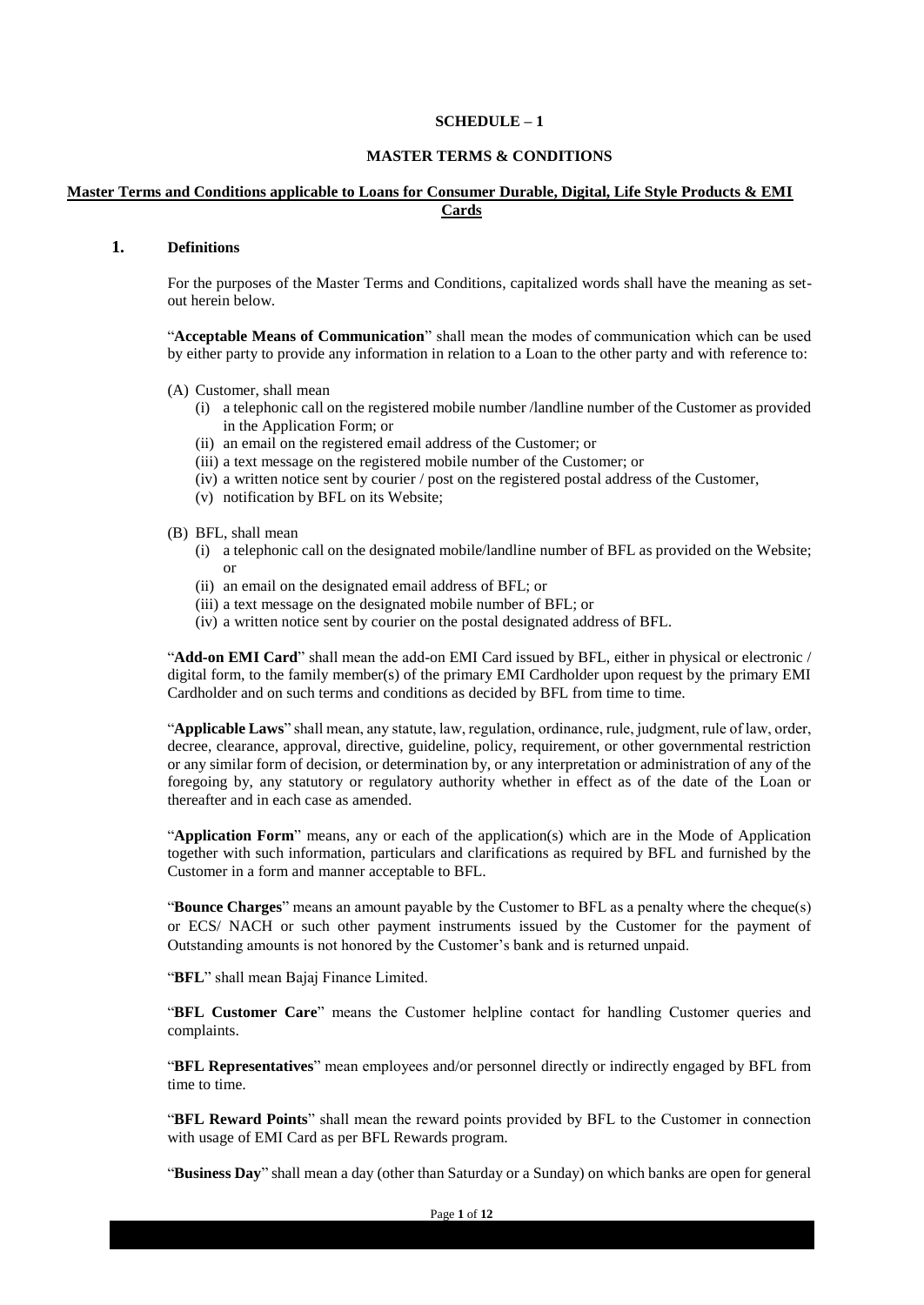**SCHEDULE – 1**

**MASTER TERMS & CONDITIONS**

**Master Terms and Conditions applicable to Loans for Consumer Durable, Digital, Life Style Products & EMI Cards**

## 1. Definitions

For the purposes of the Master Terms and Conditions, capitalized words shall have the meaning as set-out herein below.

"**Acceptable Means of Communication**" shall mean the modes of communication which can be used by either party to provide any information in relation to a Loan to the other party and with reference to:

(A) Customer, shall mean
   (i) a telephonic call on the registered mobile number /landline number of the Customer as provided in the Application Form; or
   (ii) an email on the registered email address of the Customer; or
   (iii) a text message on the registered mobile number of the Customer; or
   (iv) a written notice sent by courier / post on the registered postal address of the Customer,
   (v) notification by BFL on its Website;

(B) BFL, shall mean
   (i) a telephonic call on the designated mobile/landline number of BFL as provided on the Website; or
   (ii) an email on the designated email address of BFL; or
   (iii) a text message on the designated mobile number of BFL; or
   (iv) a written notice sent by courier on the postal designated address of BFL.

"**Add-on EMI Card**" shall mean the add-on EMI Card issued by BFL, either in physical or electronic / digital form, to the family member(s) of the primary EMI Cardholder upon request by the primary EMI Cardholder and on such terms and conditions as decided by BFL from time to time.

"**Applicable Laws**" shall mean, any statute, law, regulation, ordinance, rule, judgment, rule of law, order, decree, clearance, approval, directive, guideline, policy, requirement, or other governmental restriction or any similar form of decision, or determination by, or any interpretation or administration of any of the foregoing by, any statutory or regulatory authority whether in effect as of the date of the Loan or thereafter and in each case as amended.

"**Application Form**" means, any or each of the application(s) which are in the Mode of Application together with such information, particulars and clarifications as required by BFL and furnished by the Customer in a form and manner acceptable to BFL.

"**Bounce Charges**" means an amount payable by the Customer to BFL as a penalty where the cheque(s) or ECS/ NACH or such other payment instruments issued by the Customer for the payment of Outstanding amounts is not honored by the Customer's bank and is returned unpaid.

"**BFL**" shall mean Bajaj Finance Limited.

"**BFL Customer Care**" means the Customer helpline contact for handling Customer queries and complaints.

"**BFL Representatives**" mean employees and/or personnel directly or indirectly engaged by BFL from time to time.

"**BFL Reward Points**" shall mean the reward points provided by BFL to the Customer in connection with usage of EMI Card as per BFL Rewards program.

"**Business Day**" shall mean a day (other than Saturday or a Sunday) on which banks are open for general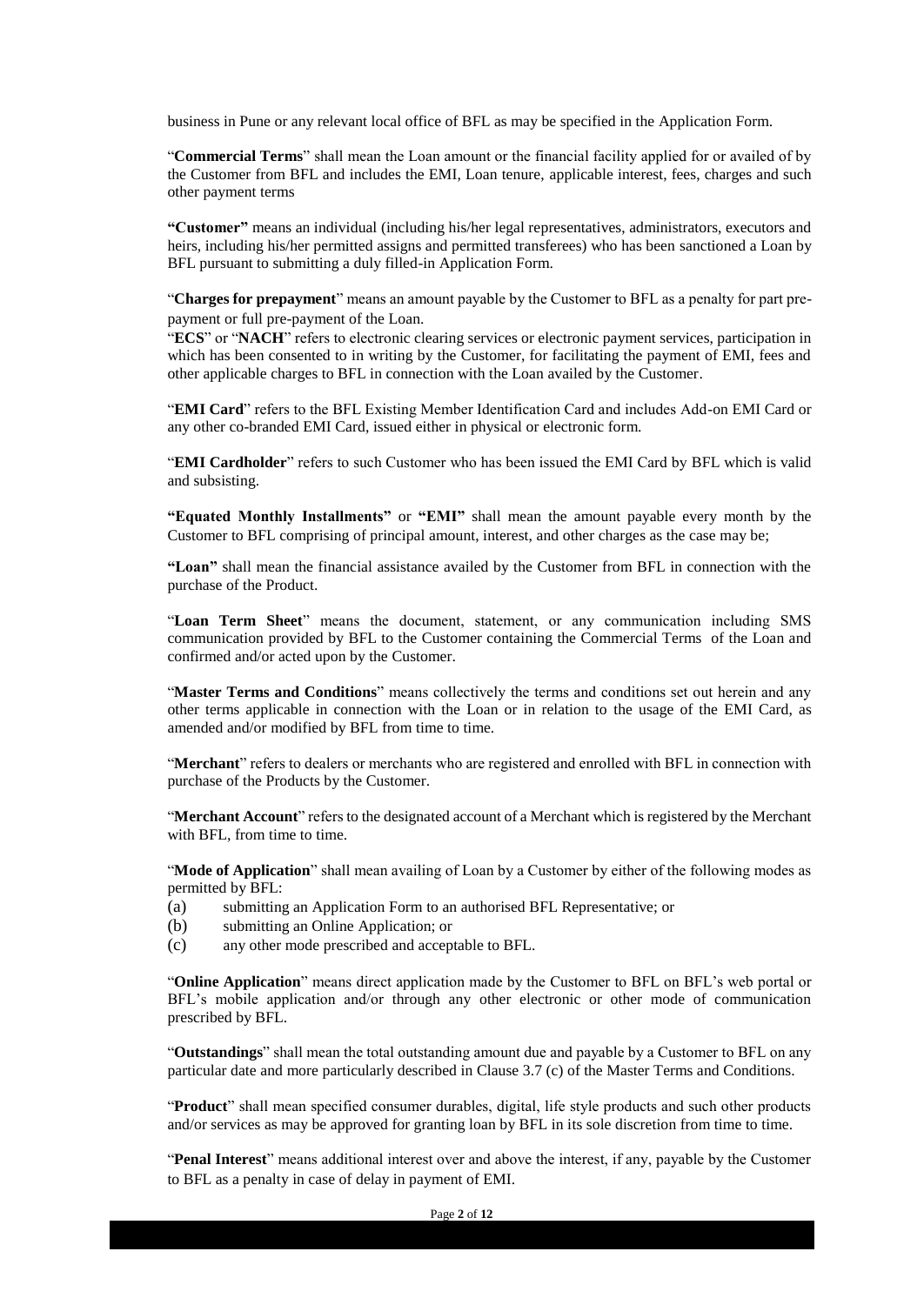business in Pune or any relevant local office of BFL as may be specified in the Application Form.

"**Commercial Terms**" shall mean the Loan amount or the financial facility applied for or availed of by the Customer from BFL and includes the EMI, Loan tenure, applicable interest, fees, charges and such other payment terms

**"Customer"** means an individual (including his/her legal representatives, administrators, executors and heirs, including his/her permitted assigns and permitted transferees) who has been sanctioned a Loan by BFL pursuant to submitting a duly filled-in Application Form.

"**Charges for prepayment**" means an amount payable by the Customer to BFL as a penalty for part pre-payment or full pre-payment of the Loan.

"**ECS**" or "**NACH**" refers to electronic clearing services or electronic payment services, participation in which has been consented to in writing by the Customer, for facilitating the payment of EMI, fees and other applicable charges to BFL in connection with the Loan availed by the Customer.

"**EMI Card**" refers to the BFL Existing Member Identification Card and includes Add-on EMI Card or any other co-branded EMI Card, issued either in physical or electronic form.

"**EMI Cardholder**" refers to such Customer who has been issued the EMI Card by BFL which is valid and subsisting.

**"Equated Monthly Installments"** or **"EMI"** shall mean the amount payable every month by the Customer to BFL comprising of principal amount, interest, and other charges as the case may be;

**"Loan"** shall mean the financial assistance availed by the Customer from BFL in connection with the purchase of the Product.

"**Loan Term Sheet**" means the document, statement, or any communication including SMS communication provided by BFL to the Customer containing the Commercial Terms of the Loan and confirmed and/or acted upon by the Customer.

"**Master Terms and Conditions**" means collectively the terms and conditions set out herein and any other terms applicable in connection with the Loan or in relation to the usage of the EMI Card, as amended and/or modified by BFL from time to time.

"**Merchant**" refers to dealers or merchants who are registered and enrolled with BFL in connection with purchase of the Products by the Customer.

"**Merchant Account**" refers to the designated account of a Merchant which is registered by the Merchant with BFL, from time to time.

"**Mode of Application**" shall mean availing of Loan by a Customer by either of the following modes as permitted by BFL:

(a) submitting an Application Form to an authorised BFL Representative; or
(b) submitting an Online Application; or
(c) any other mode prescribed and acceptable to BFL.

"**Online Application**" means direct application made by the Customer to BFL on BFL's web portal or BFL's mobile application and/or through any other electronic or other mode of communication prescribed by BFL.

"**Outstandings**" shall mean the total outstanding amount due and payable by a Customer to BFL on any particular date and more particularly described in Clause 3.7 (c) of the Master Terms and Conditions.

"**Product**" shall mean specified consumer durables, digital, life style products and such other products and/or services as may be approved for granting loan by BFL in its sole discretion from time to time.

"**Penal Interest**" means additional interest over and above the interest, if any, payable by the Customer to BFL as a penalty in case of delay in payment of EMI.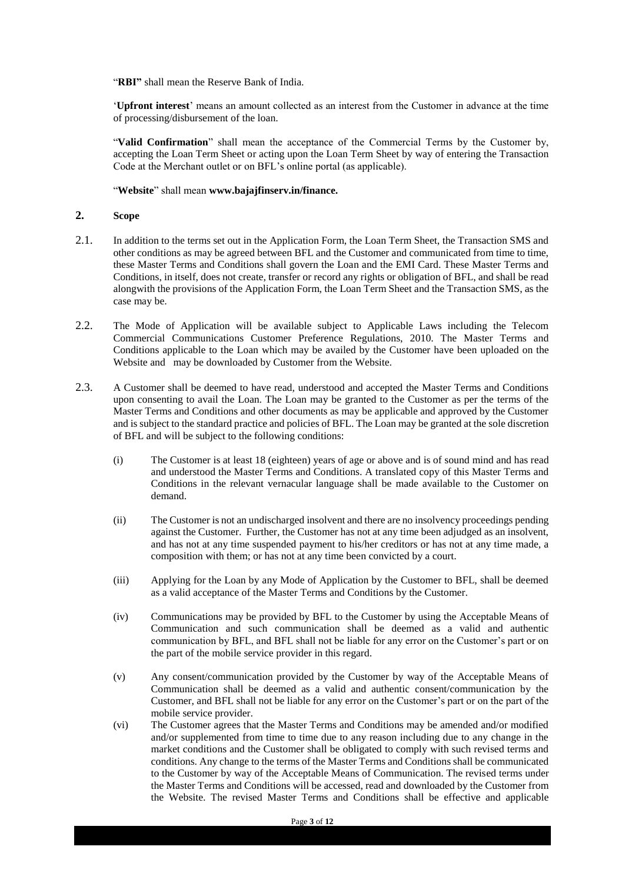"**RBI"** shall mean the Reserve Bank of India.

'**Upfront interest**' means an amount collected as an interest from the Customer in advance at the time of processing/disbursement of the loan.

"**Valid Confirmation**" shall mean the acceptance of the Commercial Terms by the Customer by, accepting the Loan Term Sheet or acting upon the Loan Term Sheet by way of entering the Transaction Code at the Merchant outlet or on BFL's online portal (as applicable).

"**Website**" shall mean **www.bajajfinserv.in/finance.**

## 2. Scope

2.1. In addition to the terms set out in the Application Form, the Loan Term Sheet, the Transaction SMS and other conditions as may be agreed between BFL and the Customer and communicated from time to time, these Master Terms and Conditions shall govern the Loan and the EMI Card. These Master Terms and Conditions, in itself, does not create, transfer or record any rights or obligation of BFL, and shall be read alongwith the provisions of the Application Form, the Loan Term Sheet and the Transaction SMS, as the case may be.

2.2. The Mode of Application will be available subject to Applicable Laws including the Telecom Commercial Communications Customer Preference Regulations, 2010. The Master Terms and Conditions applicable to the Loan which may be availed by the Customer have been uploaded on the Website and may be downloaded by Customer from the Website.

2.3. A Customer shall be deemed to have read, understood and accepted the Master Terms and Conditions upon consenting to avail the Loan. The Loan may be granted to the Customer as per the terms of the Master Terms and Conditions and other documents as may be applicable and approved by the Customer and is subject to the standard practice and policies of BFL. The Loan may be granted at the sole discretion of BFL and will be subject to the following conditions:

(i) The Customer is at least 18 (eighteen) years of age or above and is of sound mind and has read and understood the Master Terms and Conditions. A translated copy of this Master Terms and Conditions in the relevant vernacular language shall be made available to the Customer on demand.

(ii) The Customer is not an undischarged insolvent and there are no insolvency proceedings pending against the Customer. Further, the Customer has not at any time been adjudged as an insolvent, and has not at any time suspended payment to his/her creditors or has not at any time made, a composition with them; or has not at any time been convicted by a court.

(iii) Applying for the Loan by any Mode of Application by the Customer to BFL, shall be deemed as a valid acceptance of the Master Terms and Conditions by the Customer.

(iv) Communications may be provided by BFL to the Customer by using the Acceptable Means of Communication and such communication shall be deemed as a valid and authentic communication by BFL, and BFL shall not be liable for any error on the Customer's part or on the part of the mobile service provider in this regard.

(v) Any consent/communication provided by the Customer by way of the Acceptable Means of Communication shall be deemed as a valid and authentic consent/communication by the Customer, and BFL shall not be liable for any error on the Customer's part or on the part of the mobile service provider.

(vi) The Customer agrees that the Master Terms and Conditions may be amended and/or modified and/or supplemented from time to time due to any reason including due to any change in the market conditions and the Customer shall be obligated to comply with such revised terms and conditions. Any change to the terms of the Master Terms and Conditions shall be communicated to the Customer by way of the Acceptable Means of Communication. The revised terms under the Master Terms and Conditions will be accessed, read and downloaded by the Customer from the Website. The revised Master Terms and Conditions shall be effective and applicable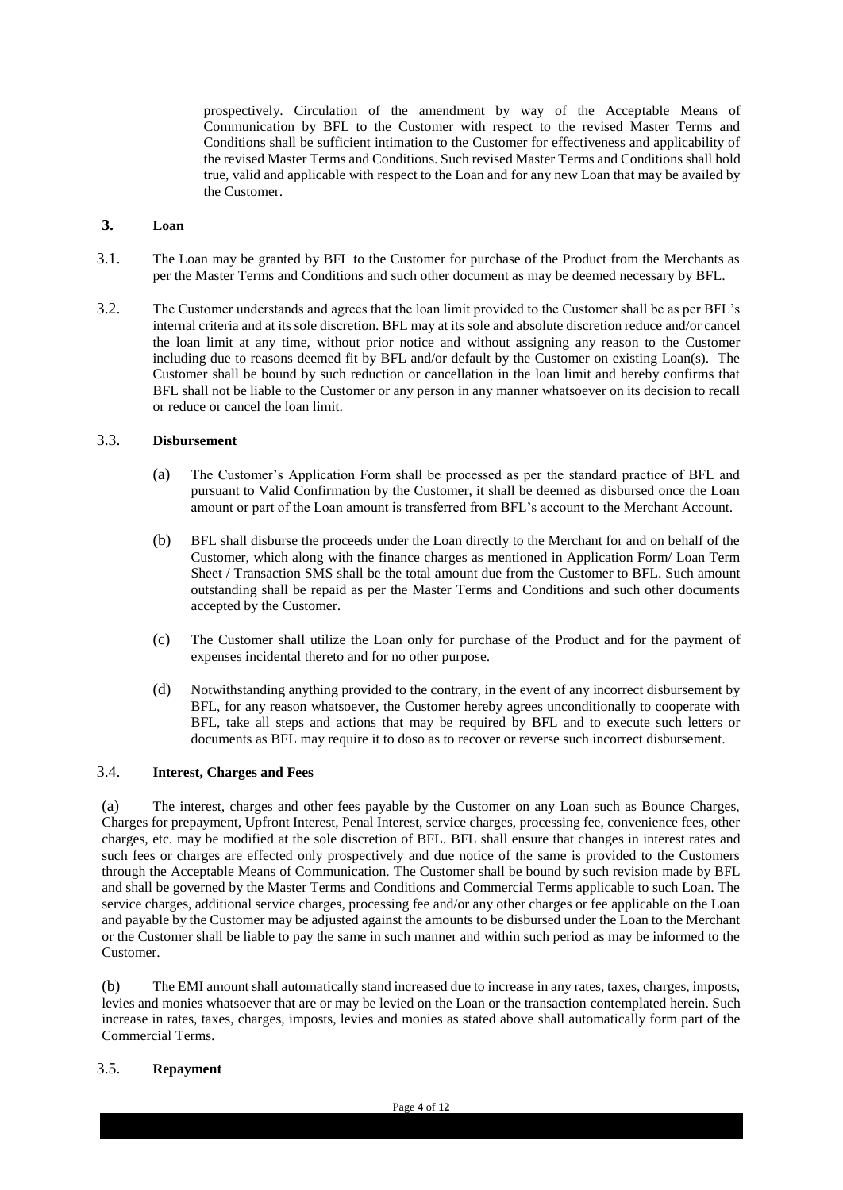prospectively. Circulation of the amendment by way of the Acceptable Means of Communication by BFL to the Customer with respect to the revised Master Terms and Conditions shall be sufficient intimation to the Customer for effectiveness and applicability of the revised Master Terms and Conditions. Such revised Master Terms and Conditions shall hold true, valid and applicable with respect to the Loan and for any new Loan that may be availed by the Customer.

## 3. Loan

3.1. The Loan may be granted by BFL to the Customer for purchase of the Product from the Merchants as per the Master Terms and Conditions and such other document as may be deemed necessary by BFL.

3.2. The Customer understands and agrees that the loan limit provided to the Customer shall be as per BFL's internal criteria and at its sole discretion. BFL may at its sole and absolute discretion reduce and/or cancel the loan limit at any time, without prior notice and without assigning any reason to the Customer including due to reasons deemed fit by BFL and/or default by the Customer on existing Loan(s). The Customer shall be bound by such reduction or cancellation in the loan limit and hereby confirms that BFL shall not be liable to the Customer or any person in any manner whatsoever on its decision to recall or reduce or cancel the loan limit.

### 3.3. Disbursement

(a) The Customer's Application Form shall be processed as per the standard practice of BFL and pursuant to Valid Confirmation by the Customer, it shall be deemed as disbursed once the Loan amount or part of the Loan amount is transferred from BFL's account to the Merchant Account.

(b) BFL shall disburse the proceeds under the Loan directly to the Merchant for and on behalf of the Customer, which along with the finance charges as mentioned in Application Form/ Loan Term Sheet / Transaction SMS shall be the total amount due from the Customer to BFL. Such amount outstanding shall be repaid as per the Master Terms and Conditions and such other documents accepted by the Customer.

(c) The Customer shall utilize the Loan only for purchase of the Product and for the payment of expenses incidental thereto and for no other purpose.

(d) Notwithstanding anything provided to the contrary, in the event of any incorrect disbursement by BFL, for any reason whatsoever, the Customer hereby agrees unconditionally to cooperate with BFL, take all steps and actions that may be required by BFL and to execute such letters or documents as BFL may require it to doso as to recover or reverse such incorrect disbursement.

### 3.4. Interest, Charges and Fees

(a) The interest, charges and other fees payable by the Customer on any Loan such as Bounce Charges, Charges for prepayment, Upfront Interest, Penal Interest, service charges, processing fee, convenience fees, other charges, etc. may be modified at the sole discretion of BFL. BFL shall ensure that changes in interest rates and such fees or charges are effected only prospectively and due notice of the same is provided to the Customers through the Acceptable Means of Communication. The Customer shall be bound by such revision made by BFL and shall be governed by the Master Terms and Conditions and Commercial Terms applicable to such Loan. The service charges, additional service charges, processing fee and/or any other charges or fee applicable on the Loan and payable by the Customer may be adjusted against the amounts to be disbursed under the Loan to the Merchant or the Customer shall be liable to pay the same in such manner and within such period as may be informed to the Customer.

(b) The EMI amount shall automatically stand increased due to increase in any rates, taxes, charges, imposts, levies and monies whatsoever that are or may be levied on the Loan or the transaction contemplated herein. Such increase in rates, taxes, charges, imposts, levies and monies as stated above shall automatically form part of the Commercial Terms.

### 3.5. Repayment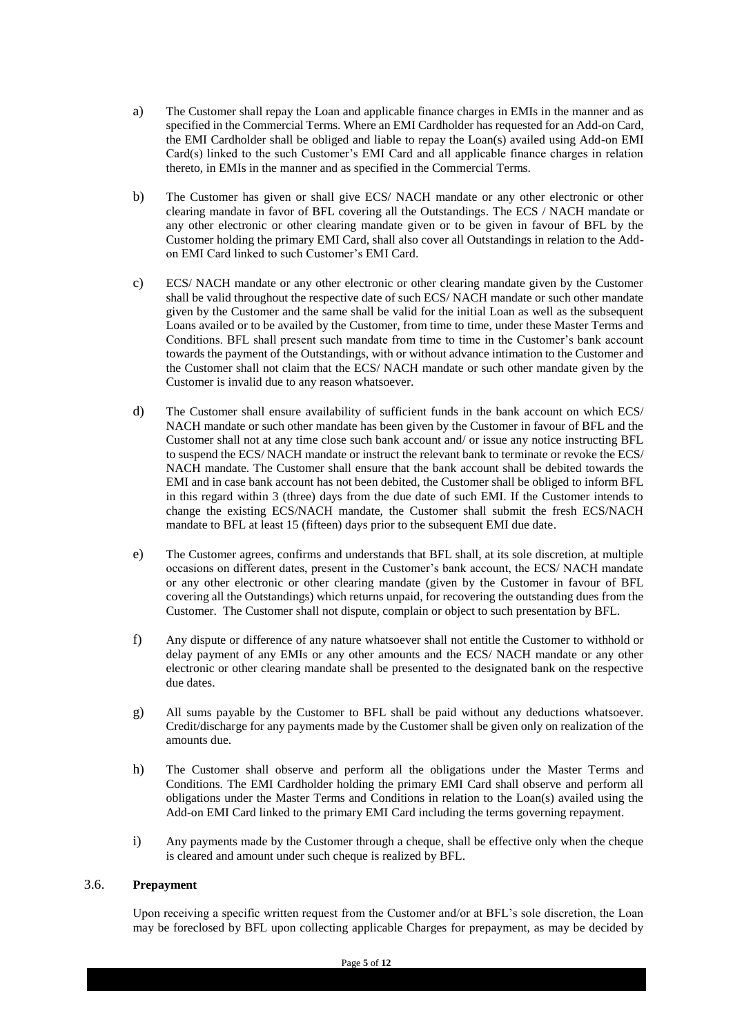a) The Customer shall repay the Loan and applicable finance charges in EMIs in the manner and as specified in the Commercial Terms. Where an EMI Cardholder has requested for an Add-on Card, the EMI Cardholder shall be obliged and liable to repay the Loan(s) availed using Add-on EMI Card(s) linked to the such Customer's EMI Card and all applicable finance charges in relation thereto, in EMIs in the manner and as specified in the Commercial Terms.

b) The Customer has given or shall give ECS/ NACH mandate or any other electronic or other clearing mandate in favor of BFL covering all the Outstandings. The ECS / NACH mandate or any other electronic or other clearing mandate given or to be given in favour of BFL by the Customer holding the primary EMI Card, shall also cover all Outstandings in relation to the Add-on EMI Card linked to such Customer's EMI Card.

c) ECS/ NACH mandate or any other electronic or other clearing mandate given by the Customer shall be valid throughout the respective date of such ECS/ NACH mandate or such other mandate given by the Customer and the same shall be valid for the initial Loan as well as the subsequent Loans availed or to be availed by the Customer, from time to time, under these Master Terms and Conditions. BFL shall present such mandate from time to time in the Customer's bank account towards the payment of the Outstandings, with or without advance intimation to the Customer and the Customer shall not claim that the ECS/ NACH mandate or such other mandate given by the Customer is invalid due to any reason whatsoever.

d) The Customer shall ensure availability of sufficient funds in the bank account on which ECS/ NACH mandate or such other mandate has been given by the Customer in favour of BFL and the Customer shall not at any time close such bank account and/ or issue any notice instructing BFL to suspend the ECS/ NACH mandate or instruct the relevant bank to terminate or revoke the ECS/ NACH mandate. The Customer shall ensure that the bank account shall be debited towards the EMI and in case bank account has not been debited, the Customer shall be obliged to inform BFL in this regard within 3 (three) days from the due date of such EMI. If the Customer intends to change the existing ECS/NACH mandate, the Customer shall submit the fresh ECS/NACH mandate to BFL at least 15 (fifteen) days prior to the subsequent EMI due date.

e) The Customer agrees, confirms and understands that BFL shall, at its sole discretion, at multiple occasions on different dates, present in the Customer's bank account, the ECS/ NACH mandate or any other electronic or other clearing mandate (given by the Customer in favour of BFL covering all the Outstandings) which returns unpaid, for recovering the outstanding dues from the Customer. The Customer shall not dispute, complain or object to such presentation by BFL.

f) Any dispute or difference of any nature whatsoever shall not entitle the Customer to withhold or delay payment of any EMIs or any other amounts and the ECS/ NACH mandate or any other electronic or other clearing mandate shall be presented to the designated bank on the respective due dates.

g) All sums payable by the Customer to BFL shall be paid without any deductions whatsoever. Credit/discharge for any payments made by the Customer shall be given only on realization of the amounts due.

h) The Customer shall observe and perform all the obligations under the Master Terms and Conditions. The EMI Cardholder holding the primary EMI Card shall observe and perform all obligations under the Master Terms and Conditions in relation to the Loan(s) availed using the Add-on EMI Card linked to the primary EMI Card including the terms governing repayment.

i) Any payments made by the Customer through a cheque, shall be effective only when the cheque is cleared and amount under such cheque is realized by BFL.

### 3.6. **Prepayment**

Upon receiving a specific written request from the Customer and/or at BFL's sole discretion, the Loan may be foreclosed by BFL upon collecting applicable Charges for prepayment, as may be decided by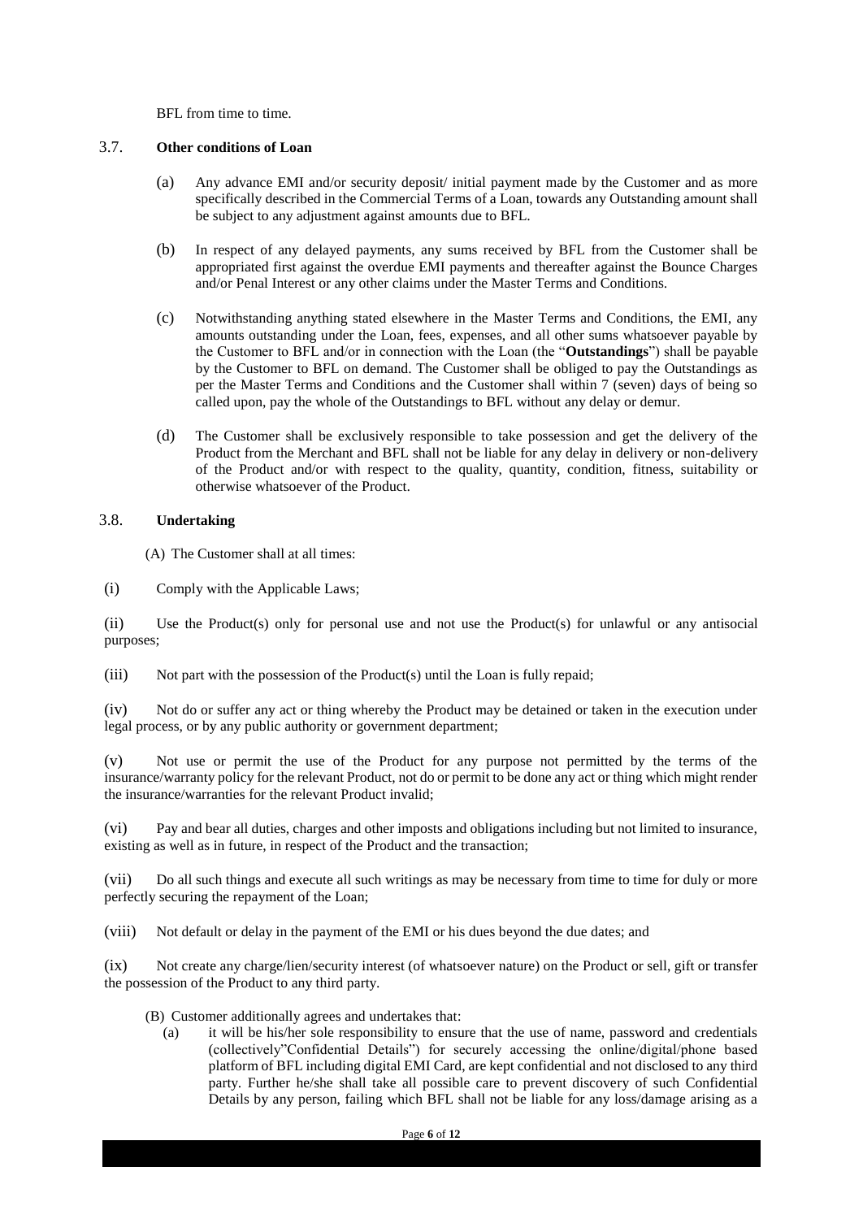BFL from time to time.

### 3.7. **Other conditions of Loan**

(a) Any advance EMI and/or security deposit/ initial payment made by the Customer and as more specifically described in the Commercial Terms of a Loan, towards any Outstanding amount shall be subject to any adjustment against amounts due to BFL.

(b) In respect of any delayed payments, any sums received by BFL from the Customer shall be appropriated first against the overdue EMI payments and thereafter against the Bounce Charges and/or Penal Interest or any other claims under the Master Terms and Conditions.

(c) Notwithstanding anything stated elsewhere in the Master Terms and Conditions, the EMI, any amounts outstanding under the Loan, fees, expenses, and all other sums whatsoever payable by the Customer to BFL and/or in connection with the Loan (the "**Outstandings**") shall be payable by the Customer to BFL on demand. The Customer shall be obliged to pay the Outstandings as per the Master Terms and Conditions and the Customer shall within 7 (seven) days of being so called upon, pay the whole of the Outstandings to BFL without any delay or demur.

(d) The Customer shall be exclusively responsible to take possession and get the delivery of the Product from the Merchant and BFL shall not be liable for any delay in delivery or non-delivery of the Product and/or with respect to the quality, quantity, condition, fitness, suitability or otherwise whatsoever of the Product.

### 3.8. **Undertaking**

(A) The Customer shall at all times:

(i) Comply with the Applicable Laws;

(ii) Use the Product(s) only for personal use and not use the Product(s) for unlawful or any antisocial purposes;

(iii) Not part with the possession of the Product(s) until the Loan is fully repaid;

(iv) Not do or suffer any act or thing whereby the Product may be detained or taken in the execution under legal process, or by any public authority or government department;

(v) Not use or permit the use of the Product for any purpose not permitted by the terms of the insurance/warranty policy for the relevant Product, not do or permit to be done any act or thing which might render the insurance/warranties for the relevant Product invalid;

(vi) Pay and bear all duties, charges and other imposts and obligations including but not limited to insurance, existing as well as in future, in respect of the Product and the transaction;

(vii) Do all such things and execute all such writings as may be necessary from time to time for duly or more perfectly securing the repayment of the Loan;

(viii) Not default or delay in the payment of the EMI or his dues beyond the due dates; and

(ix) Not create any charge/lien/security interest (of whatsoever nature) on the Product or sell, gift or transfer the possession of the Product to any third party.

(B) Customer additionally agrees and undertakes that:

(a) it will be his/her sole responsibility to ensure that the use of name, password and credentials (collectively"Confidential Details") for securely accessing the online/digital/phone based platform of BFL including digital EMI Card, are kept confidential and not disclosed to any third party. Further he/she shall take all possible care to prevent discovery of such Confidential Details by any person, failing which BFL shall not be liable for any loss/damage arising as a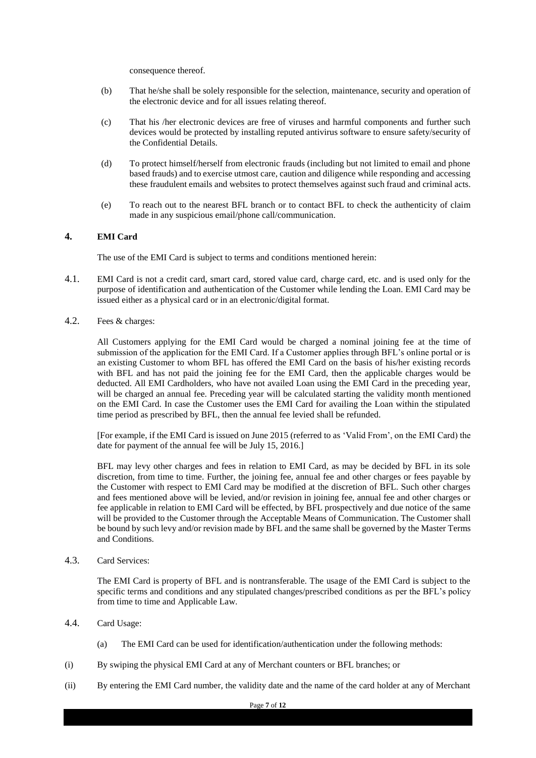consequence thereof.

(b) That he/she shall be solely responsible for the selection, maintenance, security and operation of the electronic device and for all issues relating thereof.

(c) That his /her electronic devices are free of viruses and harmful components and further such devices would be protected by installing reputed antivirus software to ensure safety/security of the Confidential Details.

(d) To protect himself/herself from electronic frauds (including but not limited to email and phone based frauds) and to exercise utmost care, caution and diligence while responding and accessing these fraudulent emails and websites to protect themselves against such fraud and criminal acts.

(e) To reach out to the nearest BFL branch or to contact BFL to check the authenticity of claim made in any suspicious email/phone call/communication.

## 4. EMI Card

The use of the EMI Card is subject to terms and conditions mentioned herein:

4.1. EMI Card is not a credit card, smart card, stored value card, charge card, etc. and is used only for the purpose of identification and authentication of the Customer while lending the Loan. EMI Card may be issued either as a physical card or in an electronic/digital format.

4.2. Fees & charges:

All Customers applying for the EMI Card would be charged a nominal joining fee at the time of submission of the application for the EMI Card. If a Customer applies through BFL's online portal or is an existing Customer to whom BFL has offered the EMI Card on the basis of his/her existing records with BFL and has not paid the joining fee for the EMI Card, then the applicable charges would be deducted. All EMI Cardholders, who have not availed Loan using the EMI Card in the preceding year, will be charged an annual fee. Preceding year will be calculated starting the validity month mentioned on the EMI Card. In case the Customer uses the EMI Card for availing the Loan within the stipulated time period as prescribed by BFL, then the annual fee levied shall be refunded.

[For example, if the EMI Card is issued on June 2015 (referred to as 'Valid From', on the EMI Card) the date for payment of the annual fee will be July 15, 2016.]

BFL may levy other charges and fees in relation to EMI Card, as may be decided by BFL in its sole discretion, from time to time. Further, the joining fee, annual fee and other charges or fees payable by the Customer with respect to EMI Card may be modified at the discretion of BFL. Such other charges and fees mentioned above will be levied, and/or revision in joining fee, annual fee and other charges or fee applicable in relation to EMI Card will be effected, by BFL prospectively and due notice of the same will be provided to the Customer through the Acceptable Means of Communication. The Customer shall be bound by such levy and/or revision made by BFL and the same shall be governed by the Master Terms and Conditions.

4.3. Card Services:

The EMI Card is property of BFL and is nontransferable. The usage of the EMI Card is subject to the specific terms and conditions and any stipulated changes/prescribed conditions as per the BFL's policy from time to time and Applicable Law.

4.4. Card Usage:

(a) The EMI Card can be used for identification/authentication under the following methods:

(i) By swiping the physical EMI Card at any of Merchant counters or BFL branches; or

(ii) By entering the EMI Card number, the validity date and the name of the card holder at any of Merchant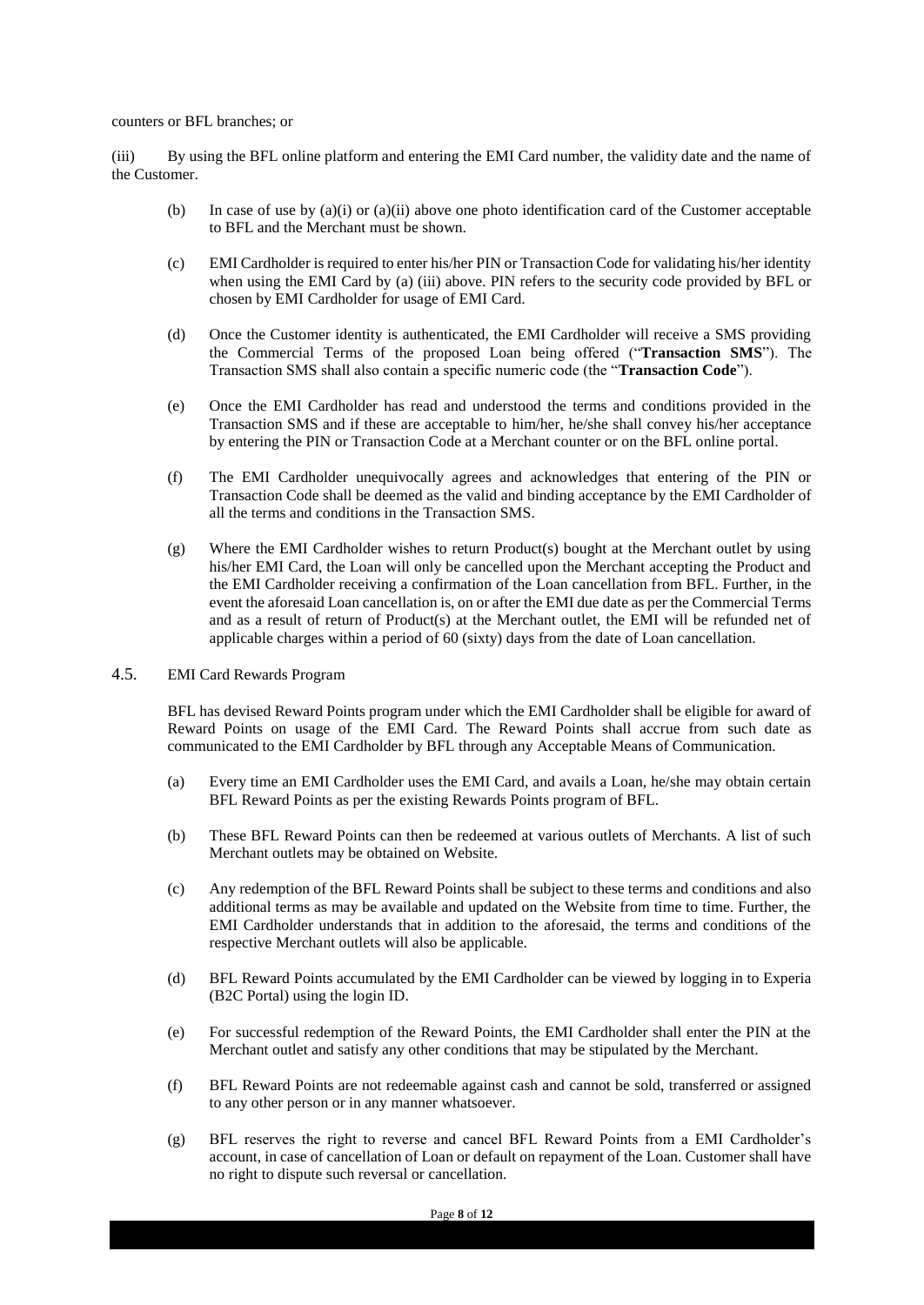counters or BFL branches; or

(iii) By using the BFL online platform and entering the EMI Card number, the validity date and the name of the Customer.

(b) In case of use by (a)(i) or (a)(ii) above one photo identification card of the Customer acceptable to BFL and the Merchant must be shown.

(c) EMI Cardholder is required to enter his/her PIN or Transaction Code for validating his/her identity when using the EMI Card by (a) (iii) above. PIN refers to the security code provided by BFL or chosen by EMI Cardholder for usage of EMI Card.

(d) Once the Customer identity is authenticated, the EMI Cardholder will receive a SMS providing the Commercial Terms of the proposed Loan being offered ("**Transaction SMS**"). The Transaction SMS shall also contain a specific numeric code (the "**Transaction Code**").

(e) Once the EMI Cardholder has read and understood the terms and conditions provided in the Transaction SMS and if these are acceptable to him/her, he/she shall convey his/her acceptance by entering the PIN or Transaction Code at a Merchant counter or on the BFL online portal.

(f) The EMI Cardholder unequivocally agrees and acknowledges that entering of the PIN or Transaction Code shall be deemed as the valid and binding acceptance by the EMI Cardholder of all the terms and conditions in the Transaction SMS.

(g) Where the EMI Cardholder wishes to return Product(s) bought at the Merchant outlet by using his/her EMI Card, the Loan will only be cancelled upon the Merchant accepting the Product and the EMI Cardholder receiving a confirmation of the Loan cancellation from BFL. Further, in the event the aforesaid Loan cancellation is, on or after the EMI due date as per the Commercial Terms and as a result of return of Product(s) at the Merchant outlet, the EMI will be refunded net of applicable charges within a period of 60 (sixty) days from the date of Loan cancellation.

4.5. EMI Card Rewards Program

BFL has devised Reward Points program under which the EMI Cardholder shall be eligible for award of Reward Points on usage of the EMI Card. The Reward Points shall accrue from such date as communicated to the EMI Cardholder by BFL through any Acceptable Means of Communication.

(a) Every time an EMI Cardholder uses the EMI Card, and avails a Loan, he/she may obtain certain BFL Reward Points as per the existing Rewards Points program of BFL.

(b) These BFL Reward Points can then be redeemed at various outlets of Merchants. A list of such Merchant outlets may be obtained on Website.

(c) Any redemption of the BFL Reward Points shall be subject to these terms and conditions and also additional terms as may be available and updated on the Website from time to time. Further, the EMI Cardholder understands that in addition to the aforesaid, the terms and conditions of the respective Merchant outlets will also be applicable.

(d) BFL Reward Points accumulated by the EMI Cardholder can be viewed by logging in to Experia (B2C Portal) using the login ID.

(e) For successful redemption of the Reward Points, the EMI Cardholder shall enter the PIN at the Merchant outlet and satisfy any other conditions that may be stipulated by the Merchant.

(f) BFL Reward Points are not redeemable against cash and cannot be sold, transferred or assigned to any other person or in any manner whatsoever.

(g) BFL reserves the right to reverse and cancel BFL Reward Points from a EMI Cardholder's account, in case of cancellation of Loan or default on repayment of the Loan. Customer shall have no right to dispute such reversal or cancellation.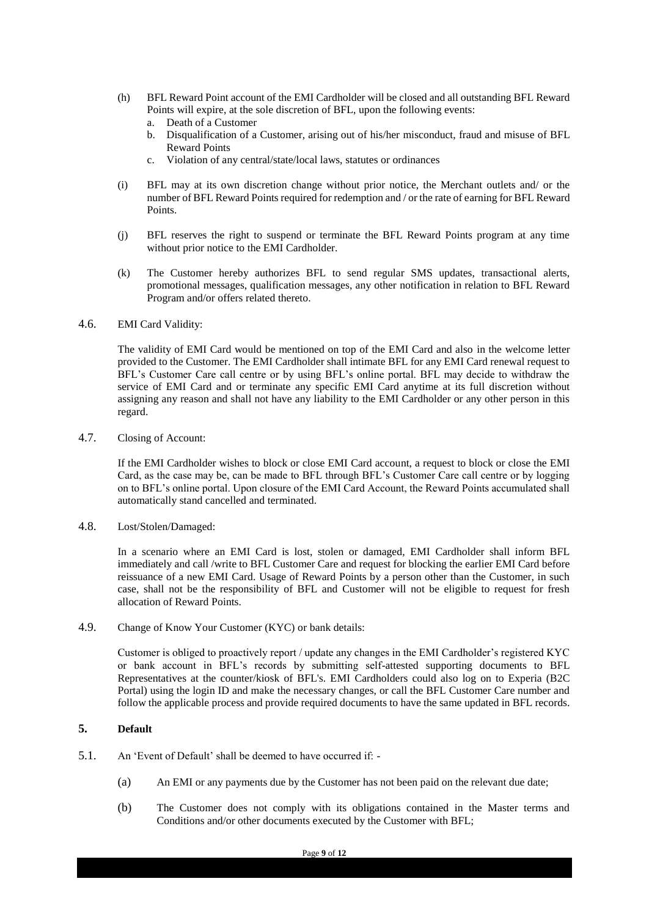(h) BFL Reward Point account of the EMI Cardholder will be closed and all outstanding BFL Reward Points will expire, at the sole discretion of BFL, upon the following events:
   a. Death of a Customer
   b. Disqualification of a Customer, arising out of his/her misconduct, fraud and misuse of BFL Reward Points
   c. Violation of any central/state/local laws, statutes or ordinances

(i) BFL may at its own discretion change without prior notice, the Merchant outlets and/ or the number of BFL Reward Points required for redemption and / or the rate of earning for BFL Reward Points.

(j) BFL reserves the right to suspend or terminate the BFL Reward Points program at any time without prior notice to the EMI Cardholder.

(k) The Customer hereby authorizes BFL to send regular SMS updates, transactional alerts, promotional messages, qualification messages, any other notification in relation to BFL Reward Program and/or offers related thereto.

4.6. EMI Card Validity:

The validity of EMI Card would be mentioned on top of the EMI Card and also in the welcome letter provided to the Customer. The EMI Cardholder shall intimate BFL for any EMI Card renewal request to BFL's Customer Care call centre or by using BFL's online portal. BFL may decide to withdraw the service of EMI Card and or terminate any specific EMI Card anytime at its full discretion without assigning any reason and shall not have any liability to the EMI Cardholder or any other person in this regard.

4.7. Closing of Account:

If the EMI Cardholder wishes to block or close EMI Card account, a request to block or close the EMI Card, as the case may be, can be made to BFL through BFL's Customer Care call centre or by logging on to BFL's online portal. Upon closure of the EMI Card Account, the Reward Points accumulated shall automatically stand cancelled and terminated.

4.8. Lost/Stolen/Damaged:

In a scenario where an EMI Card is lost, stolen or damaged, EMI Cardholder shall inform BFL immediately and call /write to BFL Customer Care and request for blocking the earlier EMI Card before reissuance of a new EMI Card. Usage of Reward Points by a person other than the Customer, in such case, shall not be the responsibility of BFL and Customer will not be eligible to request for fresh allocation of Reward Points.

4.9. Change of Know Your Customer (KYC) or bank details:

Customer is obliged to proactively report / update any changes in the EMI Cardholder's registered KYC or bank account in BFL's records by submitting self-attested supporting documents to BFL Representatives at the counter/kiosk of BFL's. EMI Cardholders could also log on to Experia (B2C Portal) using the login ID and make the necessary changes, or call the BFL Customer Care number and follow the applicable process and provide required documents to have the same updated in BFL records.

## 5. Default

5.1. An 'Event of Default' shall be deemed to have occurred if: -

(a) An EMI or any payments due by the Customer has not been paid on the relevant due date;

(b) The Customer does not comply with its obligations contained in the Master terms and Conditions and/or other documents executed by the Customer with BFL;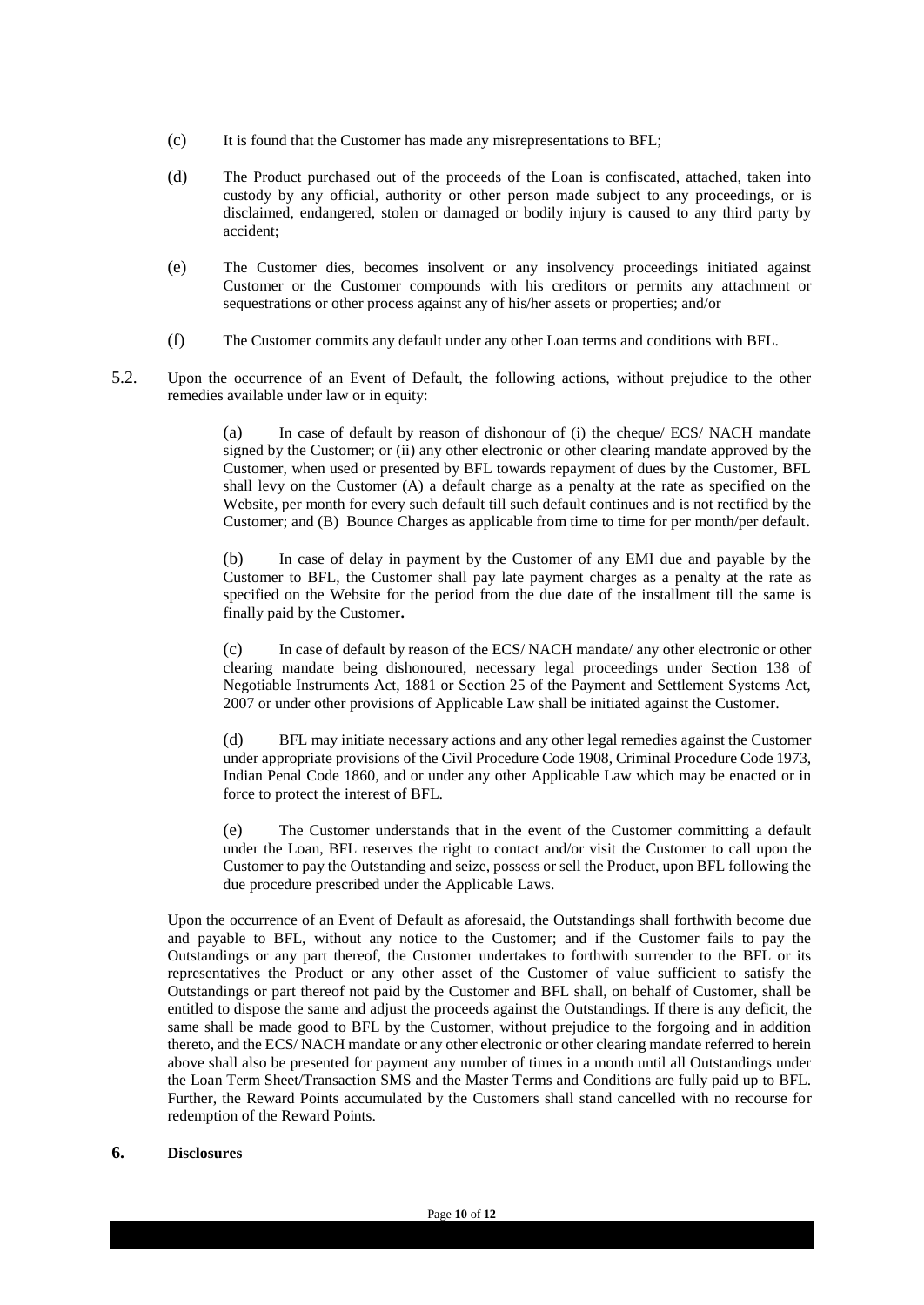(c) It is found that the Customer has made any misrepresentations to BFL;

(d) The Product purchased out of the proceeds of the Loan is confiscated, attached, taken into custody by any official, authority or other person made subject to any proceedings, or is disclaimed, endangered, stolen or damaged or bodily injury is caused to any third party by accident;

(e) The Customer dies, becomes insolvent or any insolvency proceedings initiated against Customer or the Customer compounds with his creditors or permits any attachment or sequestrations or other process against any of his/her assets or properties; and/or

(f) The Customer commits any default under any other Loan terms and conditions with BFL.

5.2. Upon the occurrence of an Event of Default, the following actions, without prejudice to the other remedies available under law or in equity:

(a) In case of default by reason of dishonour of (i) the cheque/ ECS/ NACH mandate signed by the Customer; or (ii) any other electronic or other clearing mandate approved by the Customer, when used or presented by BFL towards repayment of dues by the Customer, BFL shall levy on the Customer (A) a default charge as a penalty at the rate as specified on the Website, per month for every such default till such default continues and is not rectified by the Customer; and (B) Bounce Charges as applicable from time to time for per month/per default**.**

(b) In case of delay in payment by the Customer of any EMI due and payable by the Customer to BFL, the Customer shall pay late payment charges as a penalty at the rate as specified on the Website for the period from the due date of the installment till the same is finally paid by the Customer**.**

(c) In case of default by reason of the ECS/ NACH mandate/ any other electronic or other clearing mandate being dishonoured, necessary legal proceedings under Section 138 of Negotiable Instruments Act, 1881 or Section 25 of the Payment and Settlement Systems Act, 2007 or under other provisions of Applicable Law shall be initiated against the Customer.

(d) BFL may initiate necessary actions and any other legal remedies against the Customer under appropriate provisions of the Civil Procedure Code 1908, Criminal Procedure Code 1973, Indian Penal Code 1860, and or under any other Applicable Law which may be enacted or in force to protect the interest of BFL.

(e) The Customer understands that in the event of the Customer committing a default under the Loan, BFL reserves the right to contact and/or visit the Customer to call upon the Customer to pay the Outstanding and seize, possess or sell the Product, upon BFL following the due procedure prescribed under the Applicable Laws.

Upon the occurrence of an Event of Default as aforesaid, the Outstandings shall forthwith become due and payable to BFL, without any notice to the Customer; and if the Customer fails to pay the Outstandings or any part thereof, the Customer undertakes to forthwith surrender to the BFL or its representatives the Product or any other asset of the Customer of value sufficient to satisfy the Outstandings or part thereof not paid by the Customer and BFL shall, on behalf of Customer, shall be entitled to dispose the same and adjust the proceeds against the Outstandings. If there is any deficit, the same shall be made good to BFL by the Customer, without prejudice to the forgoing and in addition thereto, and the ECS/ NACH mandate or any other electronic or other clearing mandate referred to herein above shall also be presented for payment any number of times in a month until all Outstandings under the Loan Term Sheet/Transaction SMS and the Master Terms and Conditions are fully paid up to BFL. Further, the Reward Points accumulated by the Customers shall stand cancelled with no recourse for redemption of the Reward Points.

## 6. Disclosures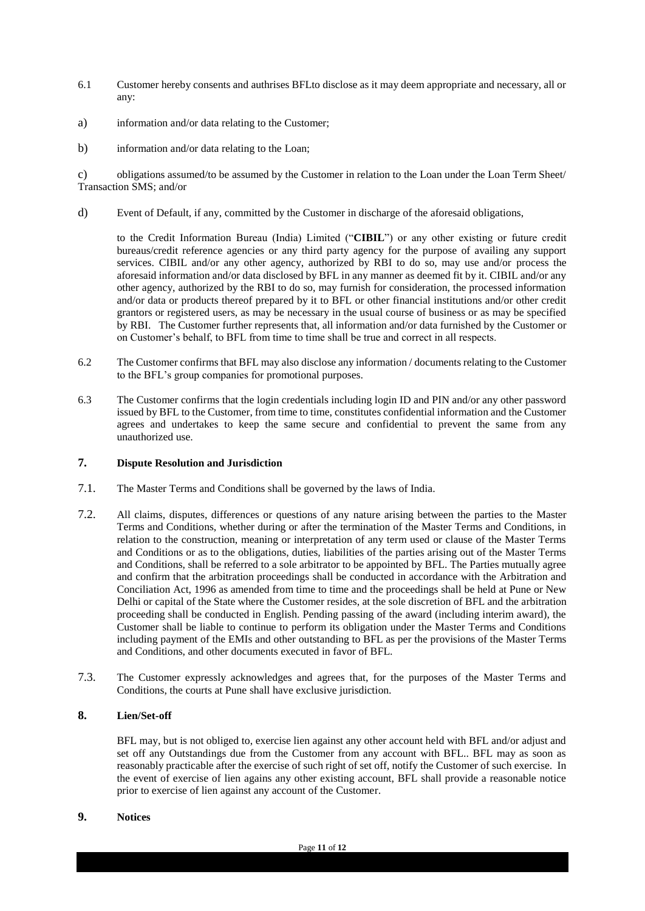6.1 Customer hereby consents and authrises BFLto disclose as it may deem appropriate and necessary, all or any:

a) information and/or data relating to the Customer;

b) information and/or data relating to the Loan;

c) obligations assumed/to be assumed by the Customer in relation to the Loan under the Loan Term Sheet/ Transaction SMS; and/or

d) Event of Default, if any, committed by the Customer in discharge of the aforesaid obligations,

to the Credit Information Bureau (India) Limited ("**CIBIL**") or any other existing or future credit bureaus/credit reference agencies or any third party agency for the purpose of availing any support services. CIBIL and/or any other agency, authorized by RBI to do so, may use and/or process the aforesaid information and/or data disclosed by BFL in any manner as deemed fit by it. CIBIL and/or any other agency, authorized by the RBI to do so, may furnish for consideration, the processed information and/or data or products thereof prepared by it to BFL or other financial institutions and/or other credit grantors or registered users, as may be necessary in the usual course of business or as may be specified by RBI. The Customer further represents that, all information and/or data furnished by the Customer or on Customer's behalf, to BFL from time to time shall be true and correct in all respects.

6.2 The Customer confirms that BFL may also disclose any information / documents relating to the Customer to the BFL's group companies for promotional purposes.

6.3 The Customer confirms that the login credentials including login ID and PIN and/or any other password issued by BFL to the Customer, from time to time, constitutes confidential information and the Customer agrees and undertakes to keep the same secure and confidential to prevent the same from any unauthorized use.

## 7. Dispute Resolution and Jurisdiction

7.1. The Master Terms and Conditions shall be governed by the laws of India.

7.2. All claims, disputes, differences or questions of any nature arising between the parties to the Master Terms and Conditions, whether during or after the termination of the Master Terms and Conditions, in relation to the construction, meaning or interpretation of any term used or clause of the Master Terms and Conditions or as to the obligations, duties, liabilities of the parties arising out of the Master Terms and Conditions, shall be referred to a sole arbitrator to be appointed by BFL. The Parties mutually agree and confirm that the arbitration proceedings shall be conducted in accordance with the Arbitration and Conciliation Act, 1996 as amended from time to time and the proceedings shall be held at Pune or New Delhi or capital of the State where the Customer resides, at the sole discretion of BFL and the arbitration proceeding shall be conducted in English. Pending passing of the award (including interim award), the Customer shall be liable to continue to perform its obligation under the Master Terms and Conditions including payment of the EMIs and other outstanding to BFL as per the provisions of the Master Terms and Conditions, and other documents executed in favor of BFL.

7.3. The Customer expressly acknowledges and agrees that, for the purposes of the Master Terms and Conditions, the courts at Pune shall have exclusive jurisdiction.

## 8. Lien/Set-off

BFL may, but is not obliged to, exercise lien against any other account held with BFL and/or adjust and set off any Outstandings due from the Customer from any account with BFL.. BFL may as soon as reasonably practicable after the exercise of such right of set off, notify the Customer of such exercise. In the event of exercise of lien agains any other existing account, BFL shall provide a reasonable notice prior to exercise of lien against any account of the Customer.

## 9. Notices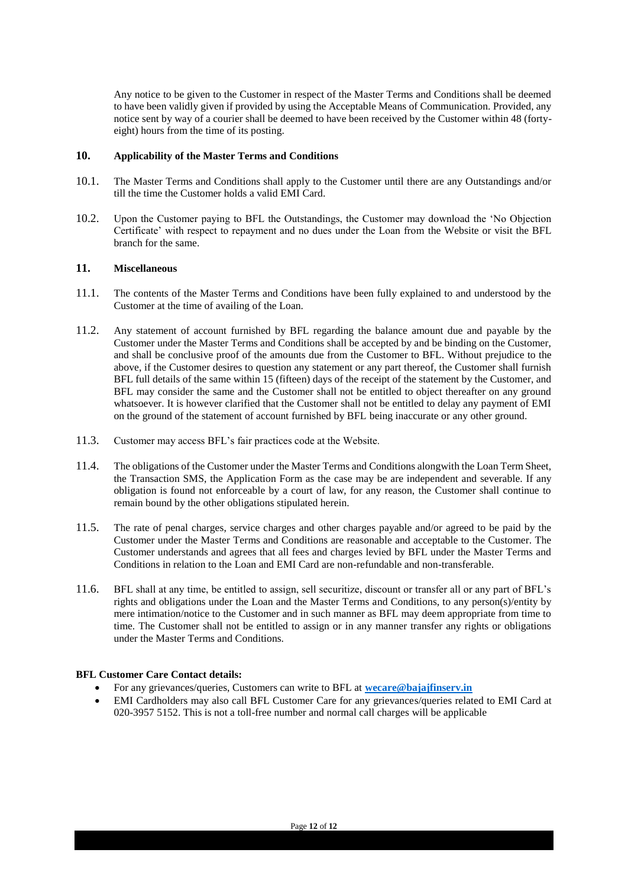Any notice to be given to the Customer in respect of the Master Terms and Conditions shall be deemed to have been validly given if provided by using the Acceptable Means of Communication. Provided, any notice sent by way of a courier shall be deemed to have been received by the Customer within 48 (forty-eight) hours from the time of its posting.

## 10. Applicability of the Master Terms and Conditions

10.1. The Master Terms and Conditions shall apply to the Customer until there are any Outstandings and/or till the time the Customer holds a valid EMI Card.

10.2. Upon the Customer paying to BFL the Outstandings, the Customer may download the 'No Objection Certificate' with respect to repayment and no dues under the Loan from the Website or visit the BFL branch for the same.

## 11. Miscellaneous

11.1. The contents of the Master Terms and Conditions have been fully explained to and understood by the Customer at the time of availing of the Loan.

11.2. Any statement of account furnished by BFL regarding the balance amount due and payable by the Customer under the Master Terms and Conditions shall be accepted by and be binding on the Customer, and shall be conclusive proof of the amounts due from the Customer to BFL. Without prejudice to the above, if the Customer desires to question any statement or any part thereof, the Customer shall furnish BFL full details of the same within 15 (fifteen) days of the receipt of the statement by the Customer, and BFL may consider the same and the Customer shall not be entitled to object thereafter on any ground whatsoever. It is however clarified that the Customer shall not be entitled to delay any payment of EMI on the ground of the statement of account furnished by BFL being inaccurate or any other ground.

11.3. Customer may access BFL's fair practices code at the Website.

11.4. The obligations of the Customer under the Master Terms and Conditions alongwith the Loan Term Sheet, the Transaction SMS, the Application Form as the case may be are independent and severable. If any obligation is found not enforceable by a court of law, for any reason, the Customer shall continue to remain bound by the other obligations stipulated herein.

11.5. The rate of penal charges, service charges and other charges payable and/or agreed to be paid by the Customer under the Master Terms and Conditions are reasonable and acceptable to the Customer. The Customer understands and agrees that all fees and charges levied by BFL under the Master Terms and Conditions in relation to the Loan and EMI Card are non-refundable and non-transferable.

11.6. BFL shall at any time, be entitled to assign, sell securitize, discount or transfer all or any part of BFL's rights and obligations under the Loan and the Master Terms and Conditions, to any person(s)/entity by mere intimation/notice to the Customer and in such manner as BFL may deem appropriate from time to time. The Customer shall not be entitled to assign or in any manner transfer any rights or obligations under the Master Terms and Conditions.

**BFL Customer Care Contact details:**

- For any grievances/queries, Customers can write to BFL at **wecare@bajajfinserv.in**
- EMI Cardholders may also call BFL Customer Care for any grievances/queries related to EMI Card at 020-3957 5152. This is not a toll-free number and normal call charges will be applicable